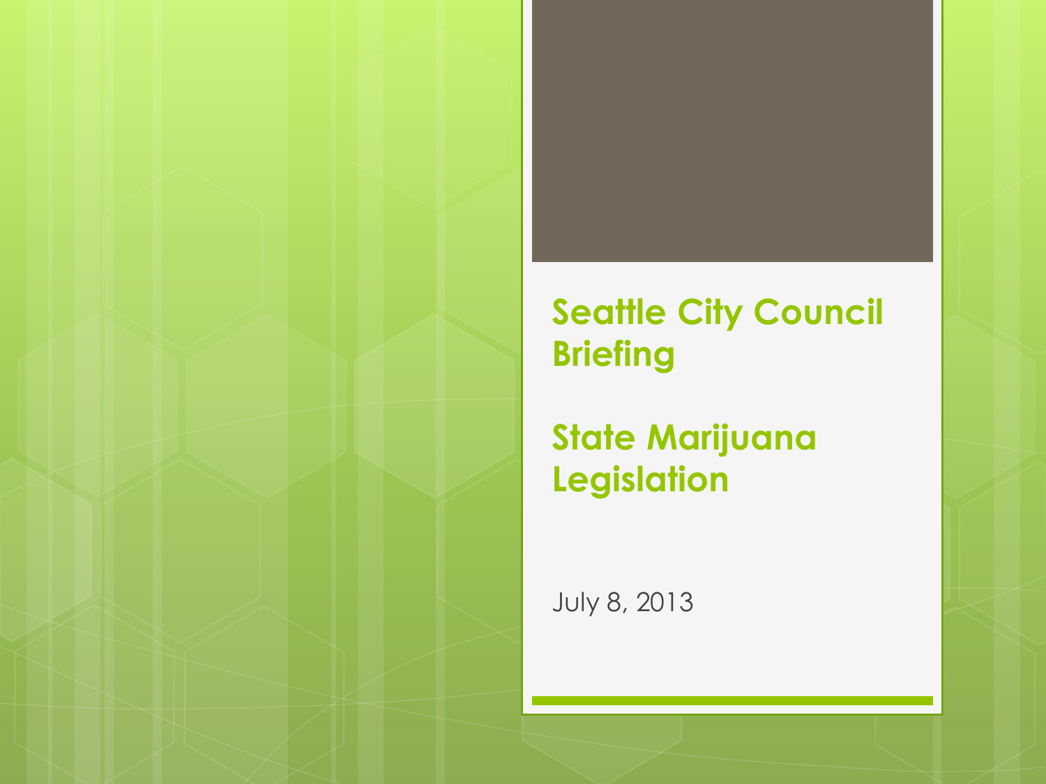# Seattle City Council Briefing

# State Marijuana Legislation

July 8, 2013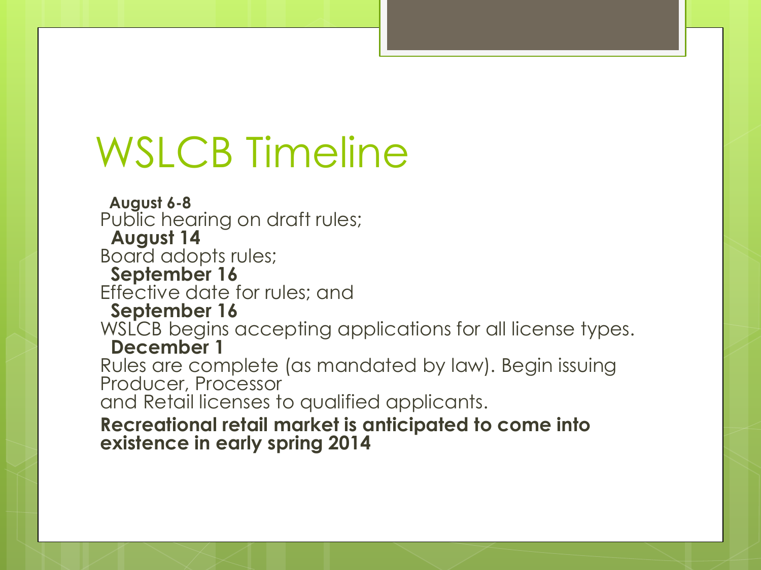# WSLCB Timeline

**August 6-8**
Public hearing on draft rules;
**August 14**
Board adopts rules;
**September 16**
Effective date for rules; and
**September 16**
WSLCB begins accepting applications for all license types.
**December 1**
Rules are complete (as mandated by law). Begin issuing Producer, Processor
and Retail licenses to qualified applicants.

**Recreational retail market is anticipated to come into existence in early spring 2014**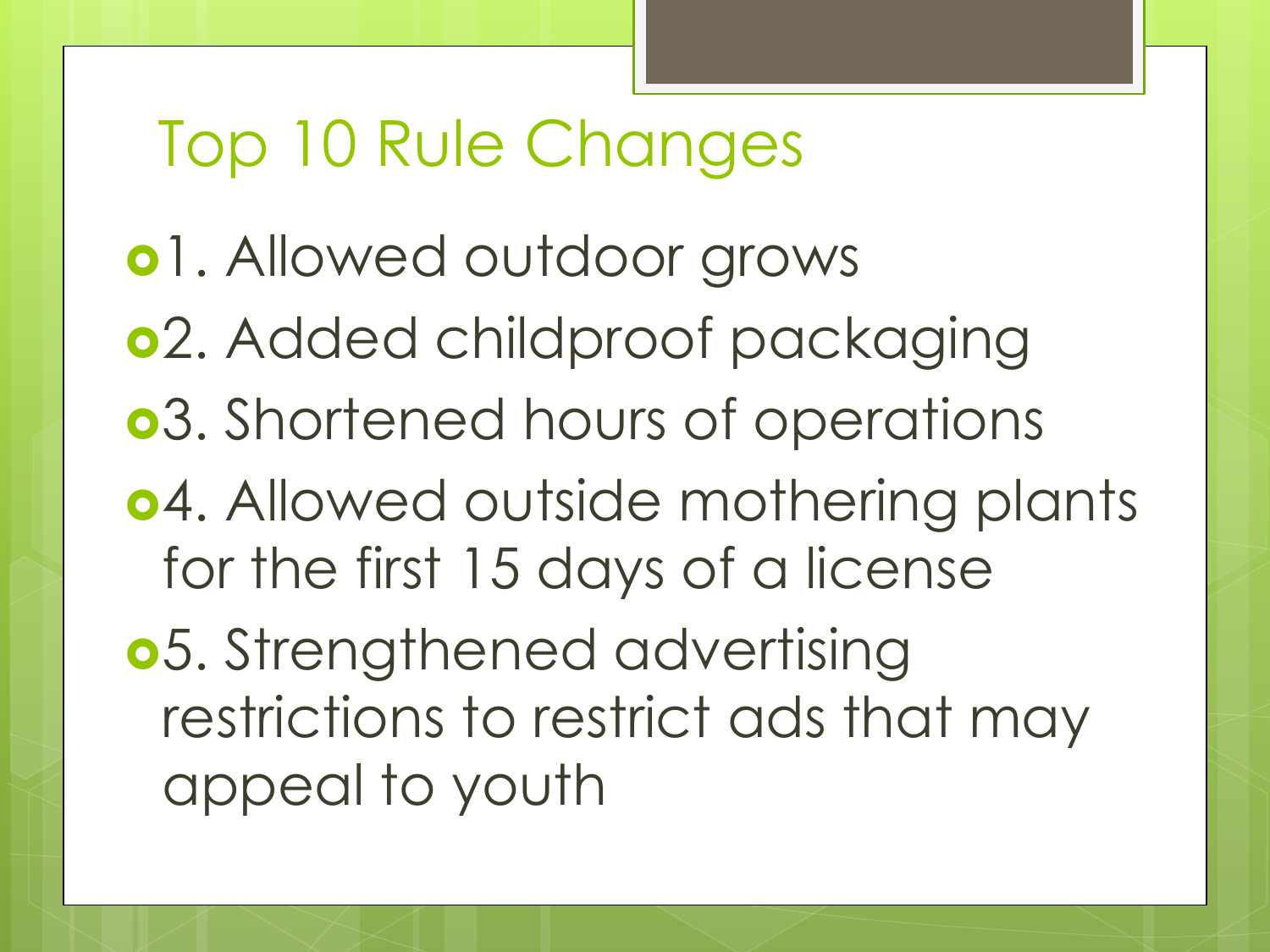# Top 10 Rule Changes

- 1. Allowed outdoor grows
- 2. Added childproof packaging
- 3. Shortened hours of operations
- 4. Allowed outside mothering plants for the first 15 days of a license
- 5. Strengthened advertising restrictions to restrict ads that may appeal to youth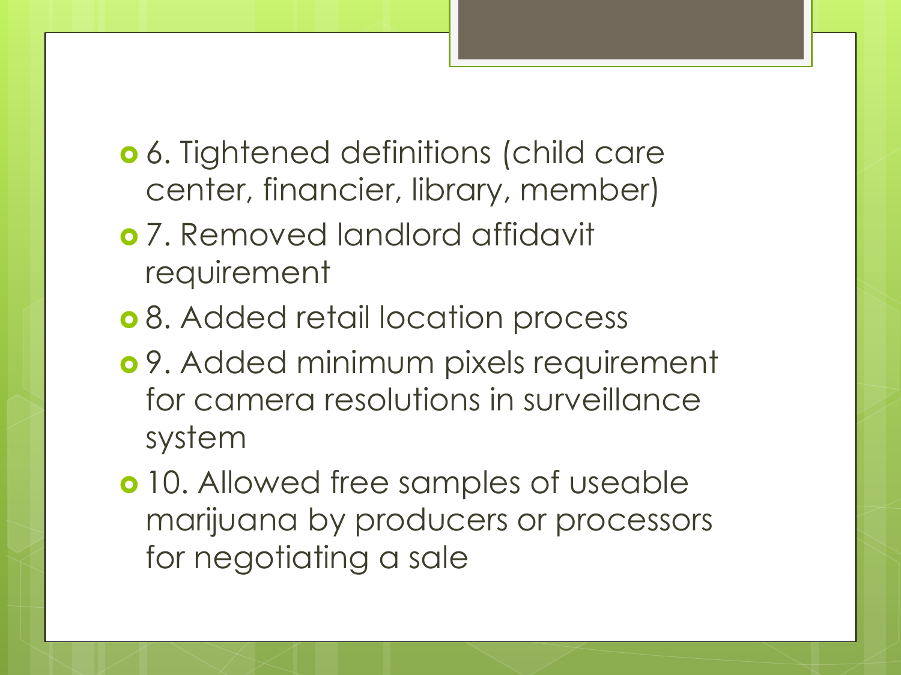- 6. Tightened definitions (child care center, financier, library, member)
- 7. Removed landlord affidavit requirement
- 8. Added retail location process
- 9. Added minimum pixels requirement for camera resolutions in surveillance system
- 10. Allowed free samples of useable marijuana by producers or processors for negotiating a sale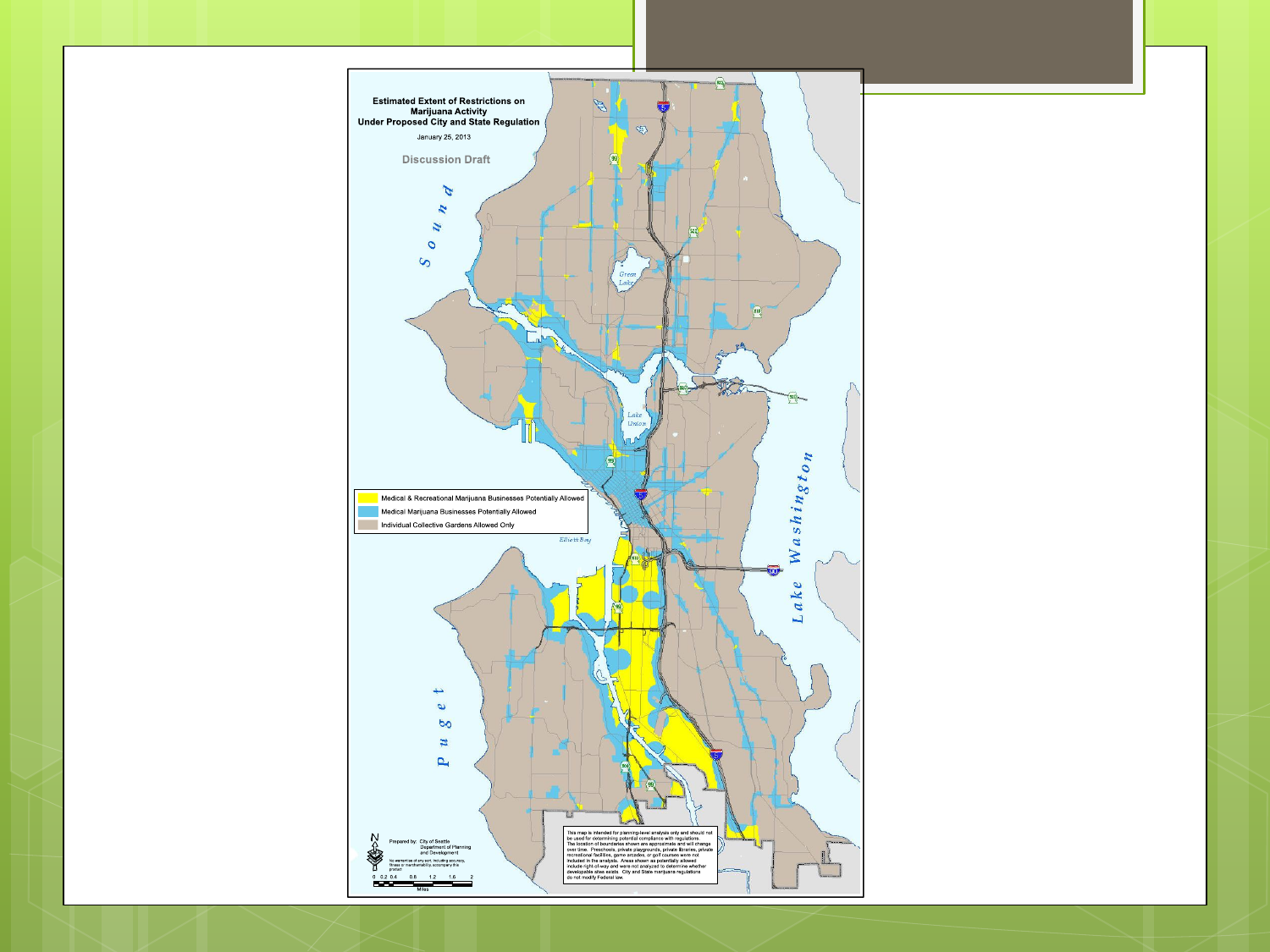**Estimated Extent of Restrictions on Marijuana Activity Under Proposed City and State Regulation**

January 25, 2013

Discussion Draft

Medical & Recreational Marijuana Businesses Potentially Allowed

Medical Marijuana Businesses Potentially Allowed

Individual Collective Gardens Allowed Only

Prepared by: City of Seattle Department of Planning and Development

No warranties of any sort, including accuracy, fitness or merchantability, accompany this product.

0 0.2 0.4 0.8 1.2 1.6 2 Miles

This map is intended for planning-level analysis only and should not be used for determining potential compliance with regulations. The location of boundaries shown are approximate and will change over time. Preschools, private playgrounds, private libraries, private recreational facilities, game arcades, or golf courses were not included in the analysis. Areas shown as potentially allowed include right-of-way and were not analyzed to determine whether developable sites exists. City and State marijuana regulations do not modify Federal law.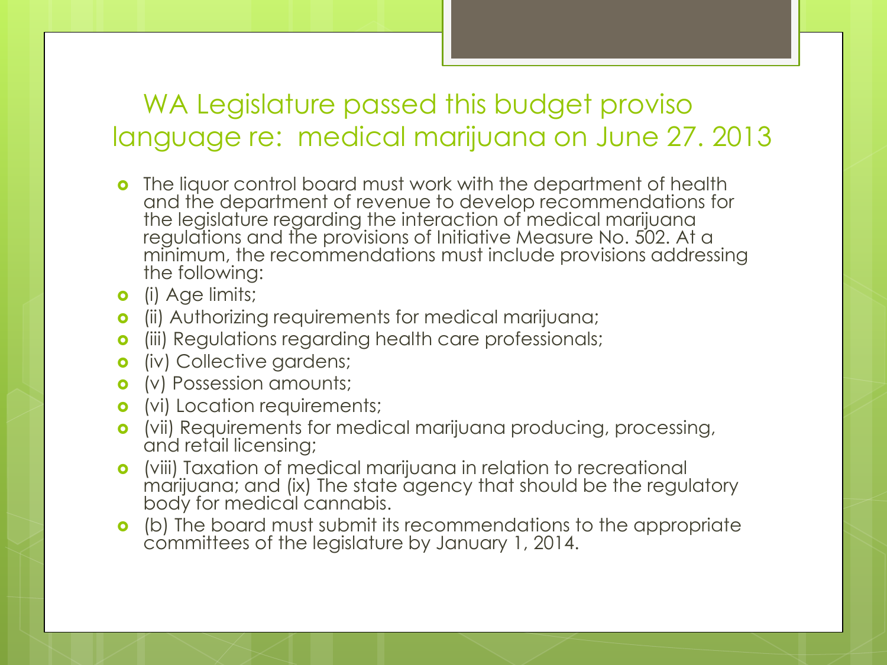## WA Legislature passed this budget proviso language re: medical marijuana on June 27. 2013

- The liquor control board must work with the department of health and the department of revenue to develop recommendations for the legislature regarding the interaction of medical marijuana regulations and the provisions of Initiative Measure No. 502. At a minimum, the recommendations must include provisions addressing the following:
- (i) Age limits;
- (ii) Authorizing requirements for medical marijuana;
- (iii) Regulations regarding health care professionals;
- (iv) Collective gardens;
- (v) Possession amounts;
- (vi) Location requirements;
- (vii) Requirements for medical marijuana producing, processing, and retail licensing;
- (viii) Taxation of medical marijuana in relation to recreational marijuana; and (ix) The state agency that should be the regulatory body for medical cannabis.
- (b) The board must submit its recommendations to the appropriate committees of the legislature by January 1, 2014.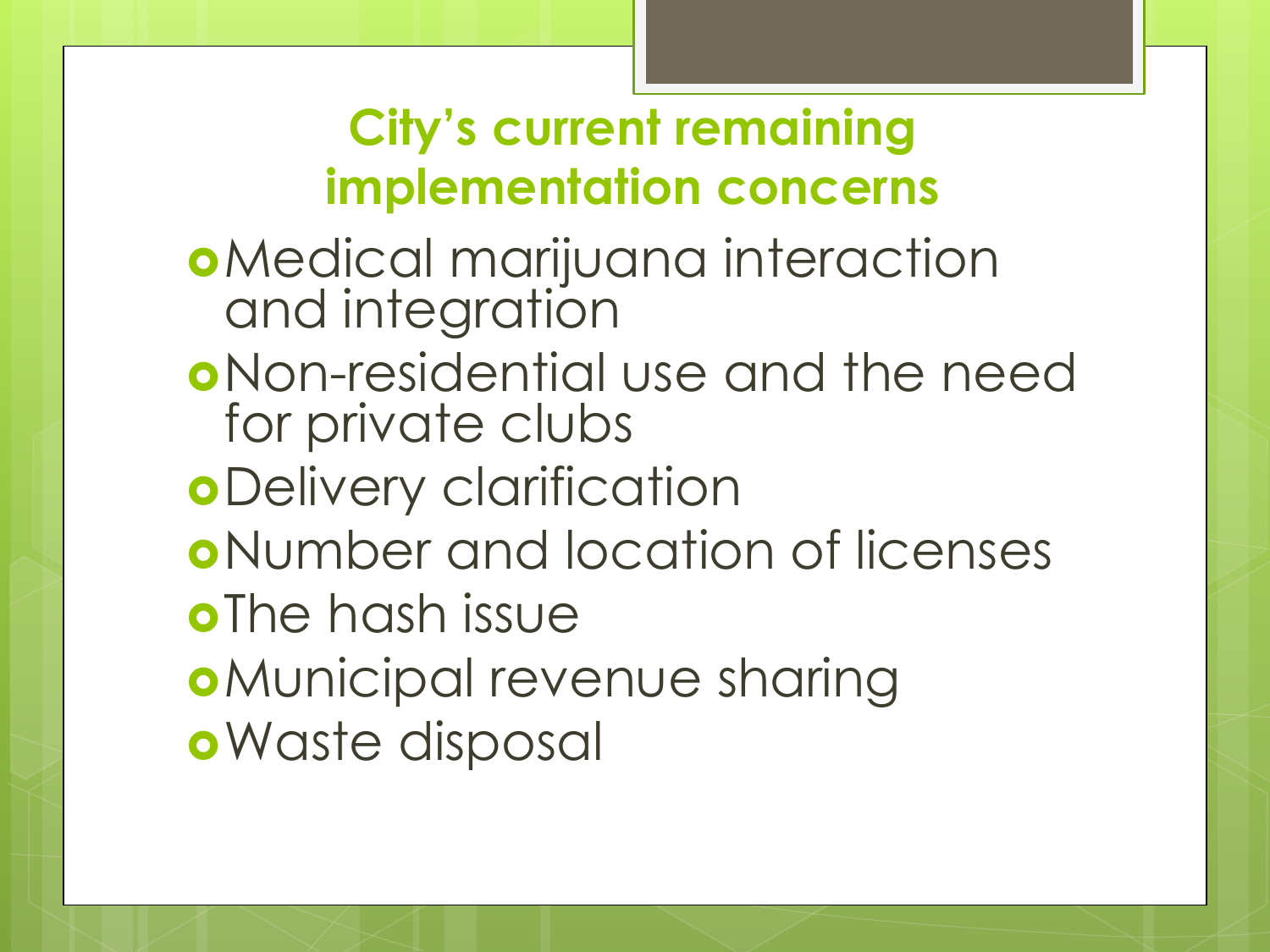## City's current remaining implementation concerns

- Medical marijuana interaction and integration
- Non-residential use and the need for private clubs
- Delivery clarification
- Number and location of licenses
- The hash issue
- Municipal revenue sharing
- Waste disposal